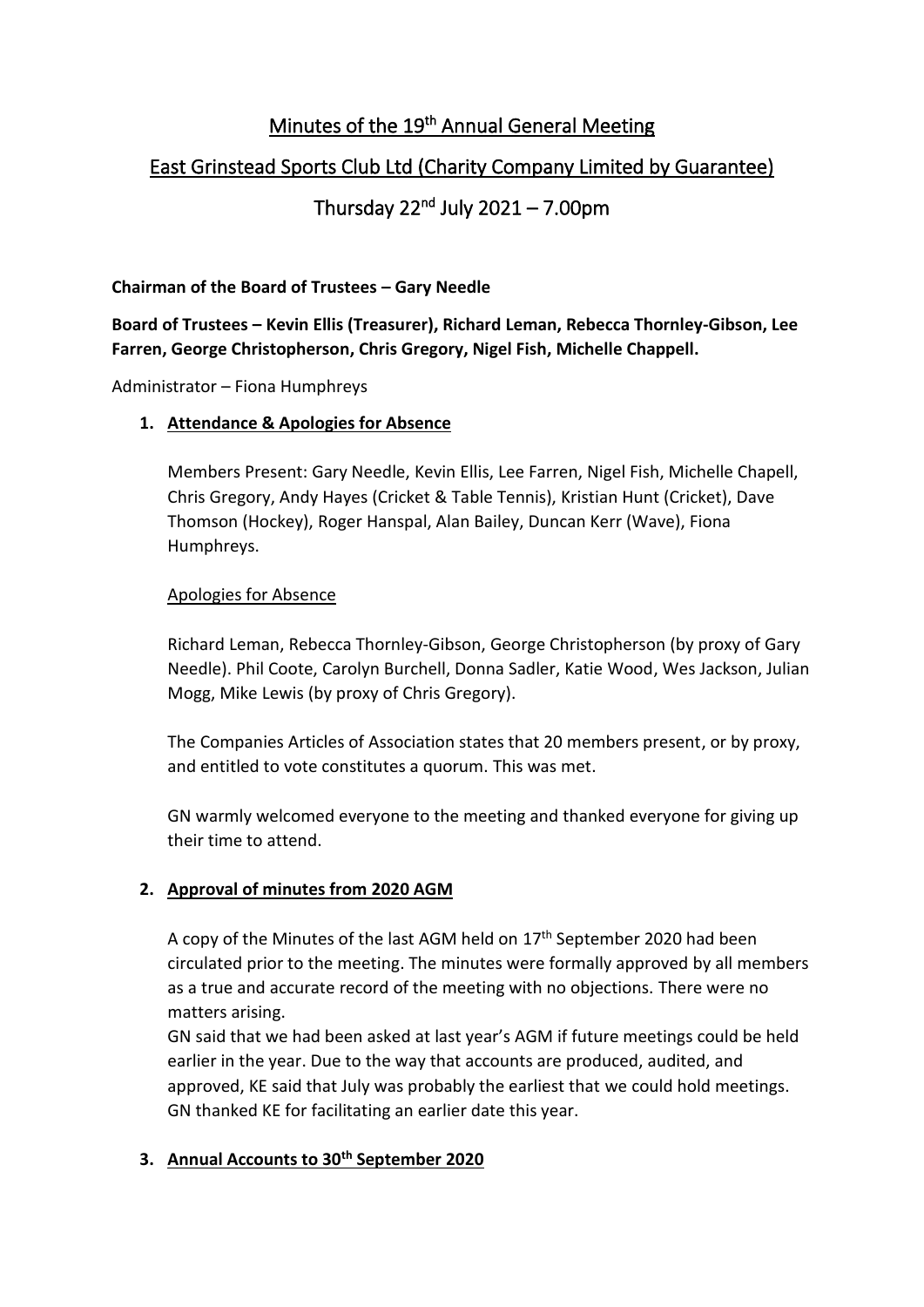# Minutes of the 19th Annual General Meeting

## East Grinstead Sports Club Ltd (Charity Company Limited by Guarantee)

## Thursday 22nd July 2021 – 7.00pm

**Chairman of the Board of Trustees – Gary Needle**

**Board of Trustees – Kevin Ellis (Treasurer), Richard Leman, Rebecca Thornley-Gibson, Lee Farren, George Christopherson, Chris Gregory, Nigel Fish, Michelle Chappell.**

Administrator – Fiona Humphreys

1. **Attendance & Apologies for Absence**

   Members Present: Gary Needle, Kevin Ellis, Lee Farren, Nigel Fish, Michelle Chapell, Chris Gregory, Andy Hayes (Cricket & Table Tennis), Kristian Hunt (Cricket), Dave Thomson (Hockey), Roger Hanspal, Alan Bailey, Duncan Kerr (Wave), Fiona Humphreys.

   Apologies for Absence

   Richard Leman, Rebecca Thornley-Gibson, George Christopherson (by proxy of Gary Needle). Phil Coote, Carolyn Burchell, Donna Sadler, Katie Wood, Wes Jackson, Julian Mogg, Mike Lewis (by proxy of Chris Gregory).

   The Companies Articles of Association states that 20 members present, or by proxy, and entitled to vote constitutes a quorum. This was met.

   GN warmly welcomed everyone to the meeting and thanked everyone for giving up their time to attend.

2. **Approval of minutes from 2020 AGM**

   A copy of the Minutes of the last AGM held on 17th September 2020 had been circulated prior to the meeting. The minutes were formally approved by all members as a true and accurate record of the meeting with no objections. There were no matters arising.
   GN said that we had been asked at last year's AGM if future meetings could be held earlier in the year. Due to the way that accounts are produced, audited, and approved, KE said that July was probably the earliest that we could hold meetings. GN thanked KE for facilitating an earlier date this year.

3. **Annual Accounts to 30th September 2020**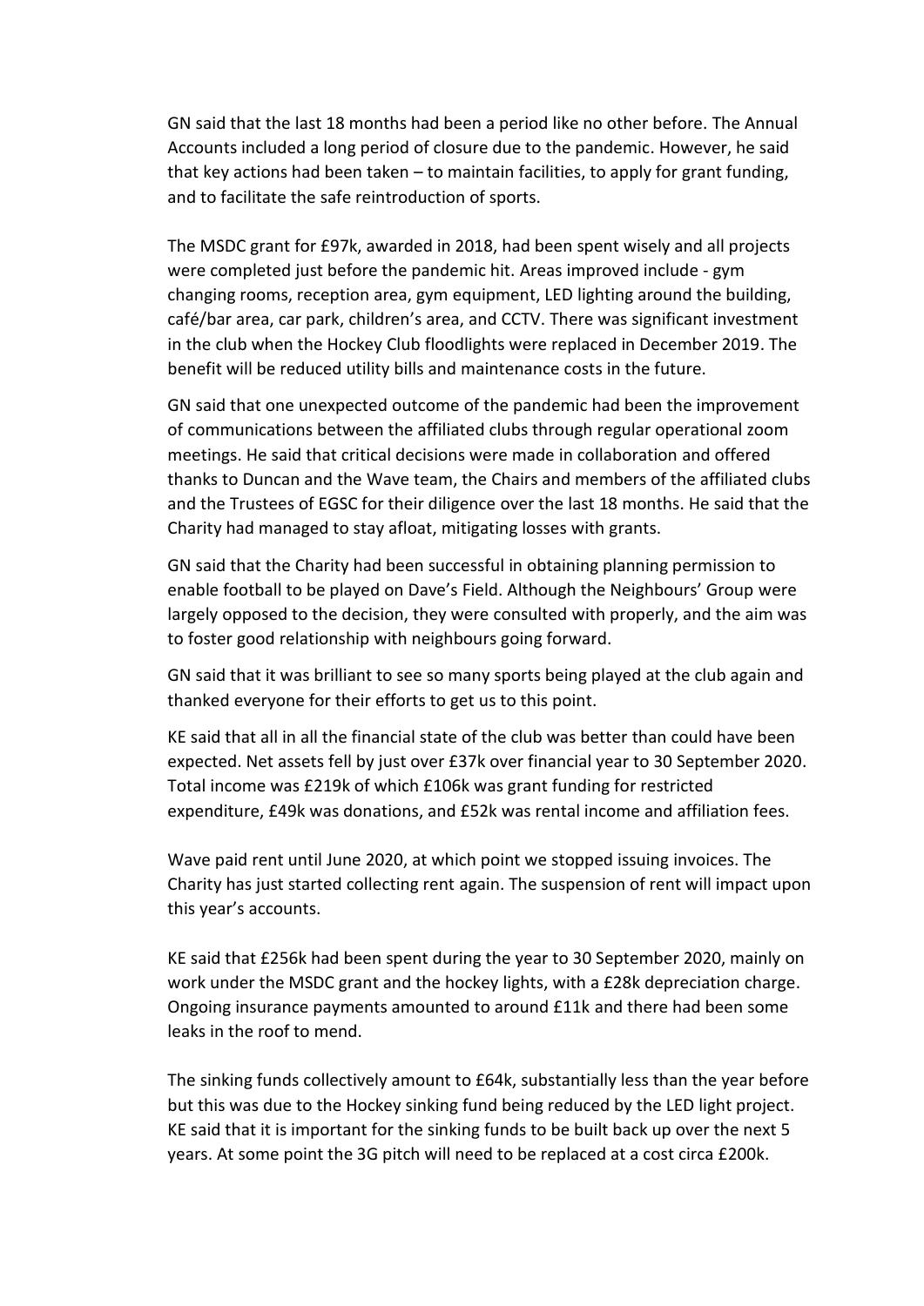GN said that the last 18 months had been a period like no other before. The Annual Accounts included a long period of closure due to the pandemic. However, he said that key actions had been taken – to maintain facilities, to apply for grant funding, and to facilitate the safe reintroduction of sports.

The MSDC grant for £97k, awarded in 2018, had been spent wisely and all projects were completed just before the pandemic hit. Areas improved include - gym changing rooms, reception area, gym equipment, LED lighting around the building, café/bar area, car park, children's area, and CCTV. There was significant investment in the club when the Hockey Club floodlights were replaced in December 2019. The benefit will be reduced utility bills and maintenance costs in the future.

GN said that one unexpected outcome of the pandemic had been the improvement of communications between the affiliated clubs through regular operational zoom meetings. He said that critical decisions were made in collaboration and offered thanks to Duncan and the Wave team, the Chairs and members of the affiliated clubs and the Trustees of EGSC for their diligence over the last 18 months. He said that the Charity had managed to stay afloat, mitigating losses with grants.

GN said that the Charity had been successful in obtaining planning permission to enable football to be played on Dave's Field. Although the Neighbours' Group were largely opposed to the decision, they were consulted with properly, and the aim was to foster good relationship with neighbours going forward.

GN said that it was brilliant to see so many sports being played at the club again and thanked everyone for their efforts to get us to this point.

KE said that all in all the financial state of the club was better than could have been expected. Net assets fell by just over £37k over financial year to 30 September 2020. Total income was £219k of which £106k was grant funding for restricted expenditure, £49k was donations, and £52k was rental income and affiliation fees.

Wave paid rent until June 2020, at which point we stopped issuing invoices. The Charity has just started collecting rent again. The suspension of rent will impact upon this year's accounts.

KE said that £256k had been spent during the year to 30 September 2020, mainly on work under the MSDC grant and the hockey lights, with a £28k depreciation charge. Ongoing insurance payments amounted to around £11k and there had been some leaks in the roof to mend.

The sinking funds collectively amount to £64k, substantially less than the year before but this was due to the Hockey sinking fund being reduced by the LED light project. KE said that it is important for the sinking funds to be built back up over the next 5 years. At some point the 3G pitch will need to be replaced at a cost circa £200k.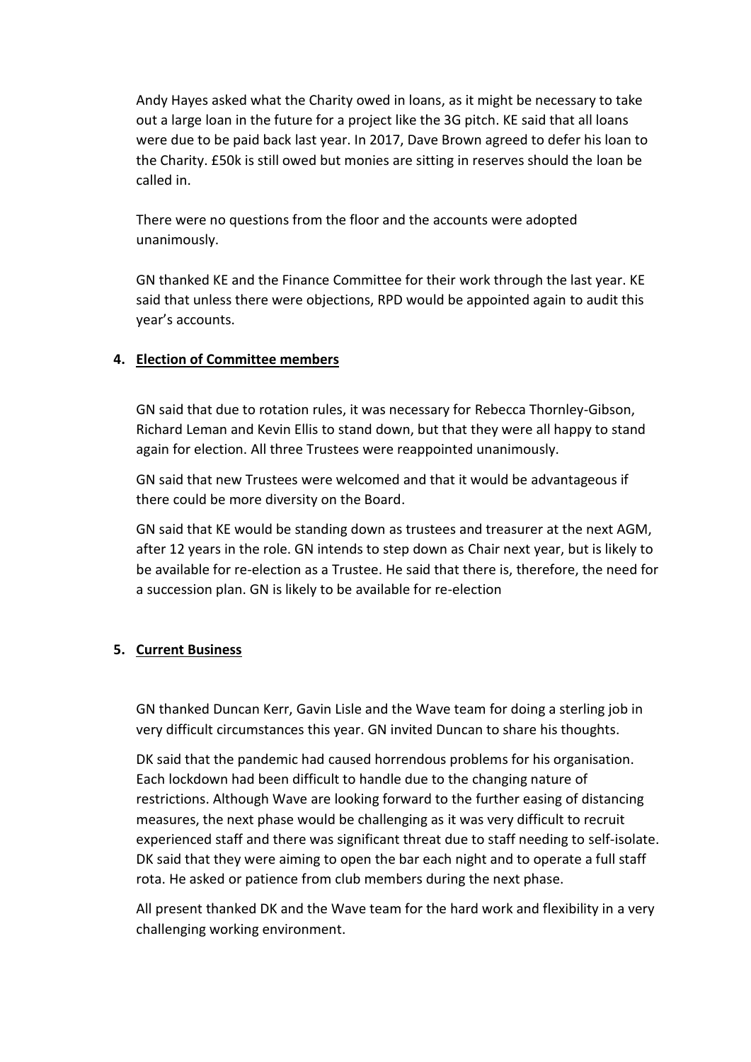Andy Hayes asked what the Charity owed in loans, as it might be necessary to take out a large loan in the future for a project like the 3G pitch. KE said that all loans were due to be paid back last year. In 2017, Dave Brown agreed to defer his loan to the Charity. £50k is still owed but monies are sitting in reserves should the loan be called in.

There were no questions from the floor and the accounts were adopted unanimously.

GN thanked KE and the Finance Committee for their work through the last year. KE said that unless there were objections, RPD would be appointed again to audit this year's accounts.

4. **Election of Committee members**

GN said that due to rotation rules, it was necessary for Rebecca Thornley-Gibson, Richard Leman and Kevin Ellis to stand down, but that they were all happy to stand again for election. All three Trustees were reappointed unanimously.

GN said that new Trustees were welcomed and that it would be advantageous if there could be more diversity on the Board.

GN said that KE would be standing down as trustees and treasurer at the next AGM, after 12 years in the role. GN intends to step down as Chair next year, but is likely to be available for re-election as a Trustee. He said that there is, therefore, the need for a succession plan. GN is likely to be available for re-election

5. **Current Business**

GN thanked Duncan Kerr, Gavin Lisle and the Wave team for doing a sterling job in very difficult circumstances this year. GN invited Duncan to share his thoughts.

DK said that the pandemic had caused horrendous problems for his organisation. Each lockdown had been difficult to handle due to the changing nature of restrictions. Although Wave are looking forward to the further easing of distancing measures, the next phase would be challenging as it was very difficult to recruit experienced staff and there was significant threat due to staff needing to self-isolate. DK said that they were aiming to open the bar each night and to operate a full staff rota. He asked or patience from club members during the next phase.

All present thanked DK and the Wave team for the hard work and flexibility in a very challenging working environment.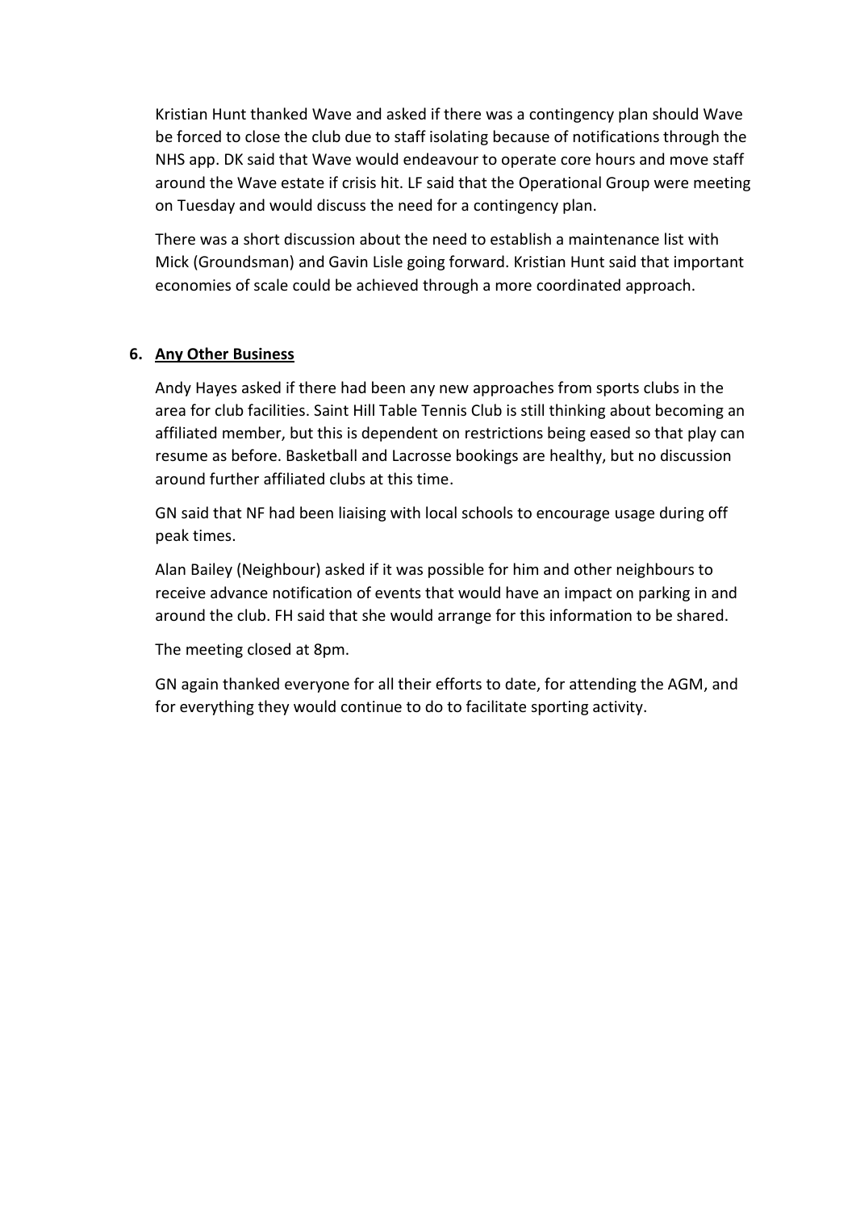Kristian Hunt thanked Wave and asked if there was a contingency plan should Wave be forced to close the club due to staff isolating because of notifications through the NHS app. DK said that Wave would endeavour to operate core hours and move staff around the Wave estate if crisis hit. LF said that the Operational Group were meeting on Tuesday and would discuss the need for a contingency plan.

There was a short discussion about the need to establish a maintenance list with Mick (Groundsman) and Gavin Lisle going forward. Kristian Hunt said that important economies of scale could be achieved through a more coordinated approach.

**6. Any Other Business**

Andy Hayes asked if there had been any new approaches from sports clubs in the area for club facilities. Saint Hill Table Tennis Club is still thinking about becoming an affiliated member, but this is dependent on restrictions being eased so that play can resume as before. Basketball and Lacrosse bookings are healthy, but no discussion around further affiliated clubs at this time.

GN said that NF had been liaising with local schools to encourage usage during off peak times.

Alan Bailey (Neighbour) asked if it was possible for him and other neighbours to receive advance notification of events that would have an impact on parking in and around the club. FH said that she would arrange for this information to be shared.

The meeting closed at 8pm.

GN again thanked everyone for all their efforts to date, for attending the AGM, and for everything they would continue to do to facilitate sporting activity.